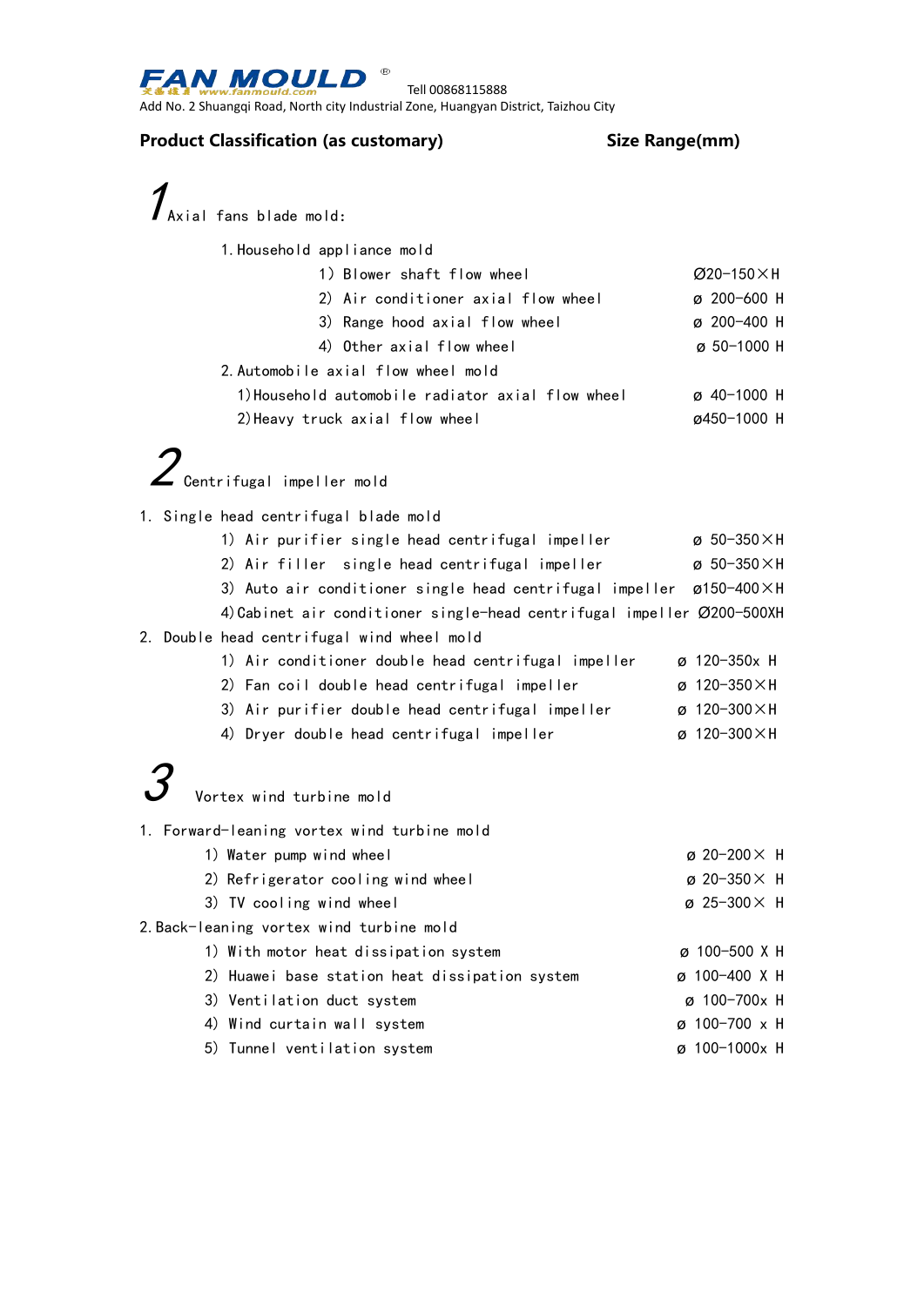**FAN MOULD** ® 天奇模具 www.fanmould.com Tell 00868115888

Add No. 2 Shuangqi Road, North city Industrial Zone, Huangyan District, Taizhou City

| **Product Classification (as customary)** | **Size Range(mm)** |
|---|---|
| **1 Axial fans blade mold:** | |
| 1. Household appliance mold | |
| 1) Blower shaft flow wheel | Ø20-150×H |
| 2) Air conditioner axial flow wheel | ø 200-600 H |
| 3) Range hood axial flow wheel | ø 200-400 H |
| 4) Other axial flow wheel | ø 50-1000 H |
| 2. Automobile axial flow wheel mold | |
| 1) Household automobile radiator axial flow wheel | ø 40-1000 H |
| 2) Heavy truck axial flow wheel | ø450-1000 H |
| **2 Centrifugal impeller mold** | |
| 1. Single head centrifugal blade mold | |
| 1) Air purifier single head centrifugal impeller | ø 50-350×H |
| 2) Air filler single head centrifugal impeller | ø 50-350×H |
| 3) Auto air conditioner single head centrifugal impeller | ø150-400×H |
| 4) Cabinet air conditioner single-head centrifugal impeller | Ø200-500XH |
| 2. Double head centrifugal wind wheel mold | |
| 1) Air conditioner double head centrifugal impeller | ø 120-350x H |
| 2) Fan coil double head centrifugal impeller | ø 120-350×H |
| 3) Air purifier double head centrifugal impeller | ø 120-300×H |
| 4) Dryer double head centrifugal impeller | ø 120-300×H |
| **3 Vortex wind turbine mold** | |
| 1. Forward-leaning vortex wind turbine mold | |
| 1) Water pump wind wheel | ø 20-200× H |
| 2) Refrigerator cooling wind wheel | ø 20-350× H |
| 3) TV cooling wind wheel | ø 25-300× H |
| 2. Back-leaning vortex wind turbine mold | |
| 1) With motor heat dissipation system | ø 100-500 X H |
| 2) Huawei base station heat dissipation system | ø 100-400 X H |
| 3) Ventilation duct system | ø 100-700x H |
| 4) Wind curtain wall system | ø 100-700 x H |
| 5) Tunnel ventilation system | ø 100-1000x H |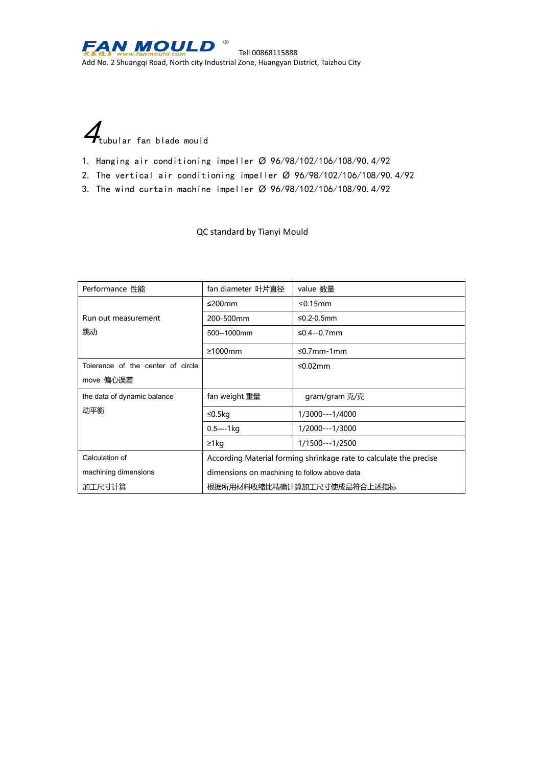# 4 tubular fan blade mould

1. Hanging air conditioning impeller Ø 96/98/102/106/108/90.4/92
2. The vertical air conditioning impeller Ø 96/98/102/106/108/90.4/92
3. The wind curtain machine impeller Ø 96/98/102/106/108/90.4/92

QC standard by Tianyi Mould

| Performance 性能 | fan diameter 叶片直径 | value 数量 |
|---|---|---|
| Run out measurement 跳动 | ≤200mm | ≤0.15mm |
| | 200-500mm | ≤0.2-0.5mm |
| | 500--1000mm | ≤0.4--0.7mm |
| | ≥1000mm | ≤0.7mm-1mm |
| Tolerence of the center of circle move 偏心误差 | | ≤0.02mm |
| the data of dynamic balance 动平衡 | fan weight 重量 | gram/gram 克/克 |
| | ≤0.5kg | 1/3000---1/4000 |
| | 0.5----1kg | 1/2000---1/3000 |
| | ≥1kg | 1/1500---1/2500 |
| Calculation of machining dimensions 加工尺寸计算 | According Material forming shrinkage rate to calculate the precise dimensions on machining to follow above data 根据所用材料收缩比精确计算加工尺寸使成品符合上述指标 | |